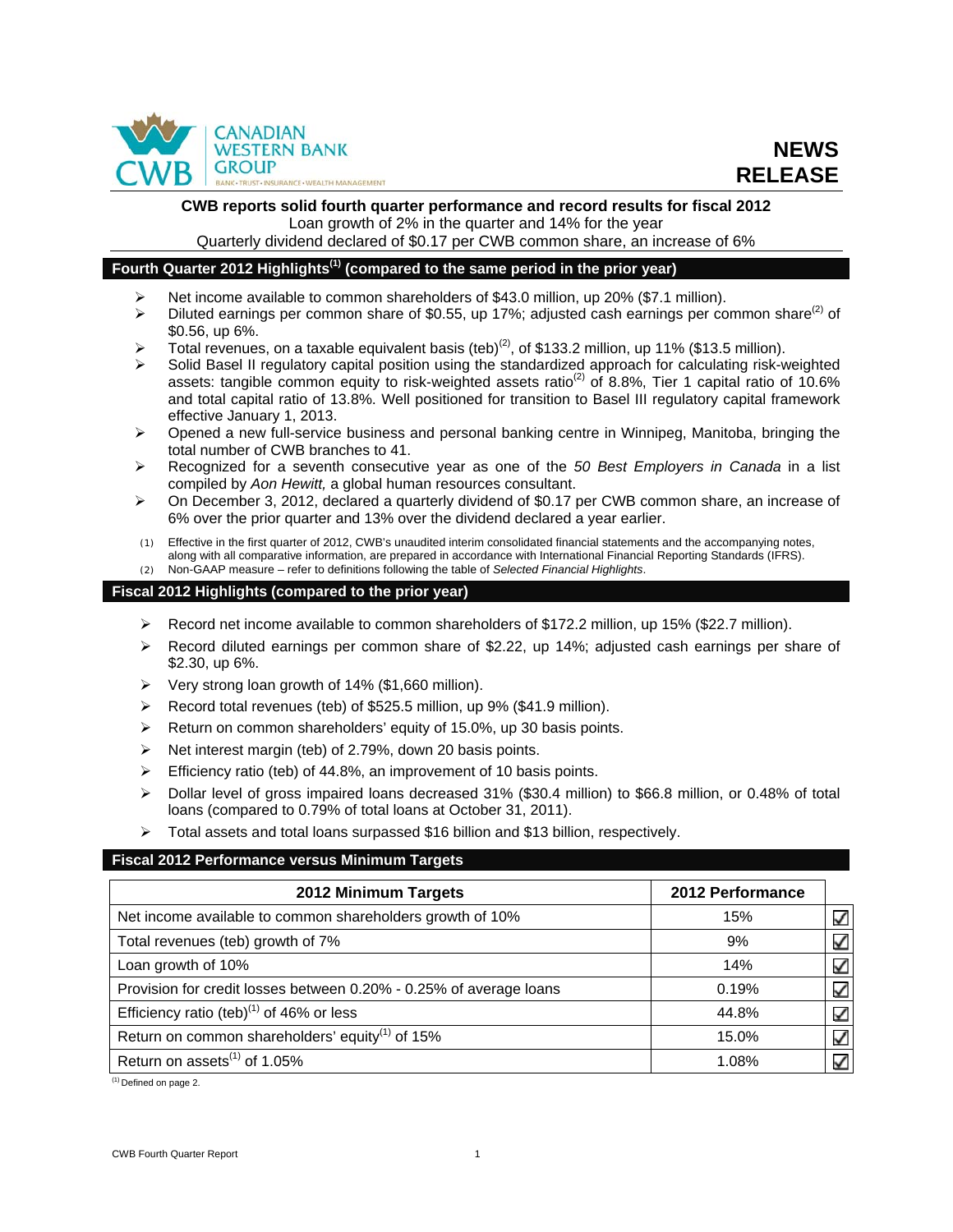**CANADIAN WESTERN BANK GROUP**
BANK • TRUST • INSURANCE • WEALTH MANAGEMENT

**NEWS RELEASE**

**CWB reports solid fourth quarter performance and record results for fiscal 2012**

Loan growth of 2% in the quarter and 14% for the year

Quarterly dividend declared of $0.17 per CWB common share, an increase of 6%

## Fourth Quarter 2012 Highlights[1] (compared to the same period in the prior year)

- Net income available to common shareholders of $43.0 million, up 20% ($7.1 million).
- Diluted earnings per common share of $0.55, up 17%; adjusted cash earnings per common share[2] of $0.56, up 6%.
- Total revenues, on a taxable equivalent basis (teb)[2], of $133.2 million, up 11% ($13.5 million).
- Solid Basel II regulatory capital position using the standardized approach for calculating risk-weighted assets: tangible common equity to risk-weighted assets ratio[2] of 8.8%, Tier 1 capital ratio of 10.6% and total capital ratio of 13.8%. Well positioned for transition to Basel III regulatory capital framework effective January 1, 2013.
- Opened a new full-service business and personal banking centre in Winnipeg, Manitoba, bringing the total number of CWB branches to 41.
- Recognized for a seventh consecutive year as one of the *50 Best Employers in Canada* in a list compiled by *Aon Hewitt,* a global human resources consultant.
- On December 3, 2012, declared a quarterly dividend of $0.17 per CWB common share, an increase of 6% over the prior quarter and 13% over the dividend declared a year earlier.

(1) Effective in the first quarter of 2012, CWB's unaudited interim consolidated financial statements and the accompanying notes, along with all comparative information, are prepared in accordance with International Financial Reporting Standards (IFRS).
(2) Non-GAAP measure – refer to definitions following the table of *Selected Financial Highlights*.

## Fiscal 2012 Highlights (compared to the prior year)

- Record net income available to common shareholders of $172.2 million, up 15% ($22.7 million).
- Record diluted earnings per common share of $2.22, up 14%; adjusted cash earnings per share of $2.30, up 6%.
- Very strong loan growth of 14% ($1,660 million).
- Record total revenues (teb) of $525.5 million, up 9% ($41.9 million).
- Return on common shareholders' equity of 15.0%, up 30 basis points.
- Net interest margin (teb) of 2.79%, down 20 basis points.
- Efficiency ratio (teb) of 44.8%, an improvement of 10 basis points.
- Dollar level of gross impaired loans decreased 31% ($30.4 million) to $66.8 million, or 0.48% of total loans (compared to 0.79% of total loans at October 31, 2011).
- Total assets and total loans surpassed $16 billion and $13 billion, respectively.

## Fiscal 2012 Performance versus Minimum Targets

| 2012 Minimum Targets | 2012 Performance | |
|---|---|---|
| Net income available to common shareholders growth of 10% | 15% | ☑ |
| Total revenues (teb) growth of 7% | 9% | ☑ |
| Loan growth of 10% | 14% | ☑ |
| Provision for credit losses between 0.20% - 0.25% of average loans | 0.19% | ☑ |
| Efficiency ratio (teb)[1] of 46% or less | 44.8% | ☑ |
| Return on common shareholders' equity[1] of 15% | 15.0% | ☑ |
| Return on assets[1] of 1.05% | 1.08% | ☑ |

(1) Defined on page 2.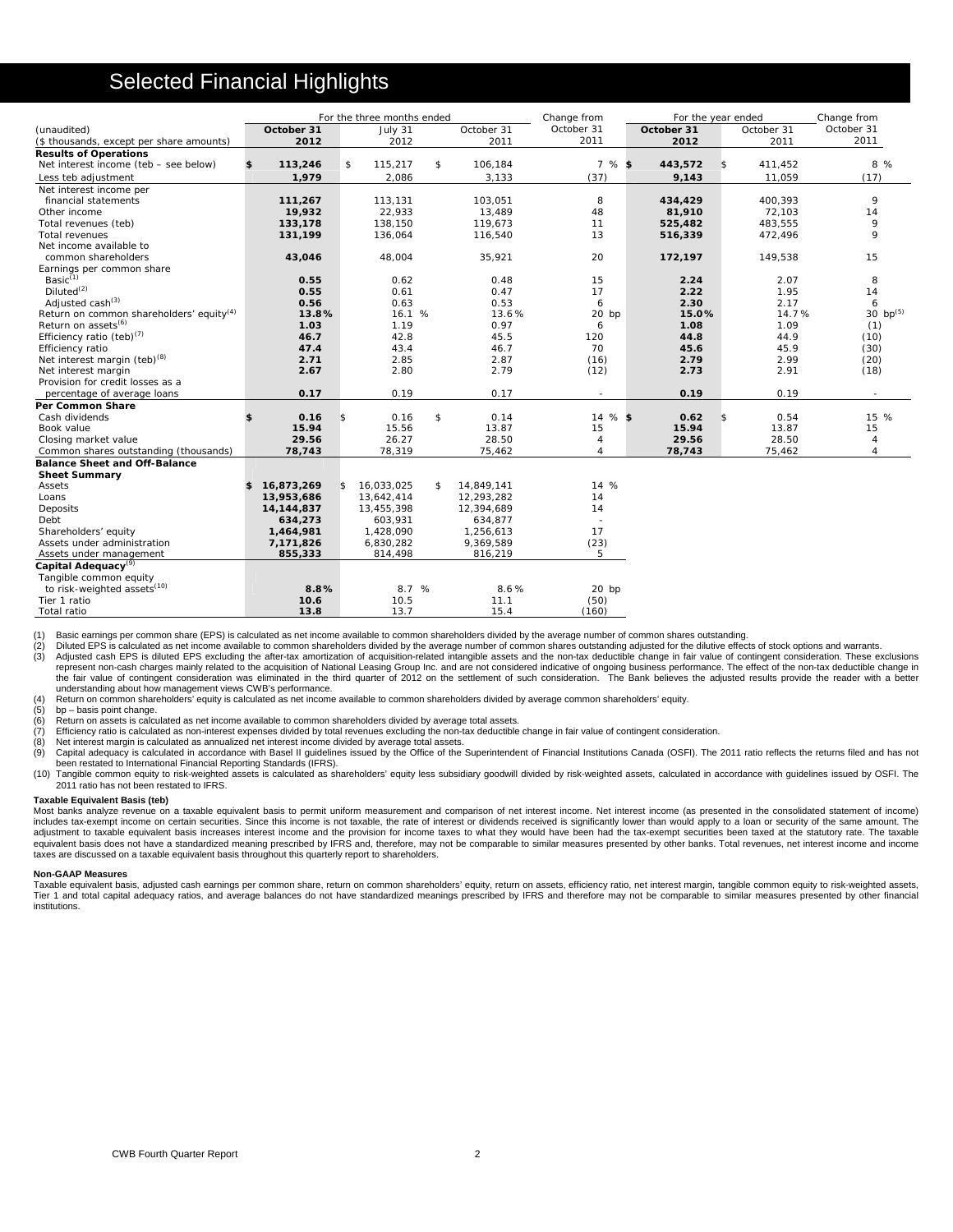# Selected Financial Highlights

| (unaudited) ($ thousands, except per share amounts) | For the three months ended October 31 2012 | July 31 2012 | October 31 2011 | Change from October 31 2011 | For the year ended October 31 2012 | October 31 2011 | Change from October 31 2011 |
|---|---|---|---|---|---|---|---|
| **Results of Operations** | | | | | | | |
| Net interest income (teb – see below) | **$ 113,246** | $ 115,217 | $ 106,184 | 7 % | **$ 443,572** | $ 411,452 | 8 % |
| Less teb adjustment | **1,979** | 2,086 | 3,133 | (37) | **9,143** | 11,059 | (17) |
| Net interest income per financial statements | **111,267** | 113,131 | 103,051 | 8 | **434,429** | 400,393 | 9 |
| Other income | **19,932** | 22,933 | 13,489 | 48 | **81,910** | 72,103 | 14 |
| Total revenues (teb) | **133,178** | 138,150 | 119,673 | 11 | **525,482** | 483,555 | 9 |
| Total revenues | **131,199** | 136,064 | 116,540 | 13 | **516,339** | 472,496 | 9 |
| Net income available to common shareholders | **43,046** | 48,004 | 35,921 | 20 | **172,197** | 149,538 | 15 |
| Earnings per common share | | | | | | | |
| Basic[1] | **0.55** | 0.62 | 0.48 | 15 | **2.24** | 2.07 | 8 |
| Diluted[2] | **0.55** | 0.61 | 0.47 | 17 | **2.22** | 1.95 | 14 |
| Adjusted cash[3] | **0.56** | 0.63 | 0.53 | 6 | **2.30** | 2.17 | 6 |
| Return on common shareholders' equity[4] | **13.8%** | 16.1 % | 13.6 % | 20 bp | **15.0%** | 14.7 % | 30 bp[5] |
| Return on assets[6] | **1.03** | 1.19 | 0.97 | 6 | **1.08** | 1.09 | (1) |
| Efficiency ratio (teb)[7] | **46.7** | 42.8 | 45.5 | 120 | **44.8** | 44.9 | (10) |
| Efficiency ratio | **47.4** | 43.4 | 46.7 | 70 | **45.6** | 45.9 | (30) |
| Net interest margin (teb)[8] | **2.71** | 2.85 | 2.87 | (16) | **2.79** | 2.99 | (20) |
| Net interest margin | **2.67** | 2.80 | 2.79 | (12) | **2.73** | 2.91 | (18) |
| Provision for credit losses as a percentage of average loans | **0.17** | 0.19 | 0.17 | - | **0.19** | 0.19 | - |
| **Per Common Share** | | | | | | | |
| Cash dividends | **$ 0.16** | $ 0.16 | $ 0.14 | 14 % | **$ 0.62** | $ 0.54 | 15 % |
| Book value | **15.94** | 15.56 | 13.87 | 15 | **15.94** | 13.87 | 15 |
| Closing market value | **29.56** | 26.27 | 28.50 | 4 | **29.56** | 28.50 | 4 |
| Common shares outstanding (thousands) | **78,743** | 78,319 | 75,462 | 4 | **78,743** | 75,462 | 4 |
| **Balance Sheet and Off-Balance Sheet Summary** | | | | | | | |
| Assets | **$ 16,873,269** | $ 16,033,025 | $ 14,849,141 | 14 % | | | |
| Loans | **13,953,686** | 13,642,414 | 12,293,282 | 14 | | | |
| Deposits | **14,144,837** | 13,455,398 | 12,394,689 | 14 | | | |
| Debt | **634,273** | 603,931 | 634,877 | - | | | |
| Shareholders' equity | **1,464,981** | 1,428,090 | 1,256,613 | 17 | | | |
| Assets under administration | **7,171,826** | 6,830,282 | 9,369,589 | (23) | | | |
| Assets under management | **855,333** | 814,498 | 816,219 | 5 | | | |
| **Capital Adequacy[9]** | | | | | | | |
| Tangible common equity to risk-weighted assets[10] | **8.8%** | 8.7 % | 8.6 % | 20 bp | | | |
| Tier 1 ratio | **10.6** | 10.5 | 11.1 | (50) | | | |
| Total ratio | **13.8** | 13.7 | 15.4 | (160) | | | |

(1) Basic earnings per common share (EPS) is calculated as net income available to common shareholders divided by the average number of common shares outstanding.
(2) Diluted EPS is calculated as net income available to common shareholders divided by the average number of common shares outstanding adjusted for the dilutive effects of stock options and warrants.
(3) Adjusted cash EPS is diluted EPS excluding the after-tax amortization of acquisition-related intangible assets and the non-tax deductible change in fair value of contingent consideration. These exclusions represent non-cash charges mainly related to the acquisition of National Leasing Group Inc. and are not considered indicative of ongoing business performance. The effect of the non-tax deductible change in the fair value of contingent consideration was eliminated in the third quarter of 2012 on the settlement of such consideration. The Bank believes the adjusted results provide the reader with a better understanding about how management views CWB's performance.
(4) Return on common shareholders' equity is calculated as net income available to common shareholders divided by average common shareholders' equity.
(5) bp – basis point change.
(6) Return on assets is calculated as net income available to common shareholders divided by average total assets.
(7) Efficiency ratio is calculated as non-interest expenses divided by total revenues excluding the non-tax deductible change in fair value of contingent consideration.
(8) Net interest margin is calculated as annualized net interest income divided by average total assets.
(9) Capital adequacy is calculated in accordance with Basel II guidelines issued by the Office of the Superintendent of Financial Institutions Canada (OSFI). The 2011 ratio reflects the returns filed and has not been restated to International Financial Reporting Standards (IFRS).
(10) Tangible common equity to risk-weighted assets is calculated as shareholders' equity less subsidiary goodwill divided by risk-weighted assets, calculated in accordance with guidelines issued by OSFI. The 2011 ratio has not been restated to IFRS.

**Taxable Equivalent Basis (teb)**

Most banks analyze revenue on a taxable equivalent basis to permit uniform measurement and comparison of net interest income. Net interest income (as presented in the consolidated statement of income) includes tax-exempt income on certain securities. Since this income is not taxable, the rate of interest or dividends received is significantly lower than would apply to a loan or security of the same amount. The adjustment to taxable equivalent basis increases interest income and the provision for income taxes to what they would have been had the tax-exempt securities been taxed at the statutory rate. The taxable equivalent basis does not have a standardized meaning prescribed by IFRS and, therefore, may not be comparable to similar measures presented by other banks. Total revenues, net interest income and income taxes are discussed on a taxable equivalent basis throughout this quarterly report to shareholders.

**Non-GAAP Measures**

Taxable equivalent basis, adjusted cash earnings per common share, return on common shareholders' equity, return on assets, efficiency ratio, net interest margin, tangible common equity to risk-weighted assets, Tier 1 and total capital adequacy ratios, and average balances do not have standardized meanings prescribed by IFRS and therefore may not be comparable to similar measures presented by other financial institutions.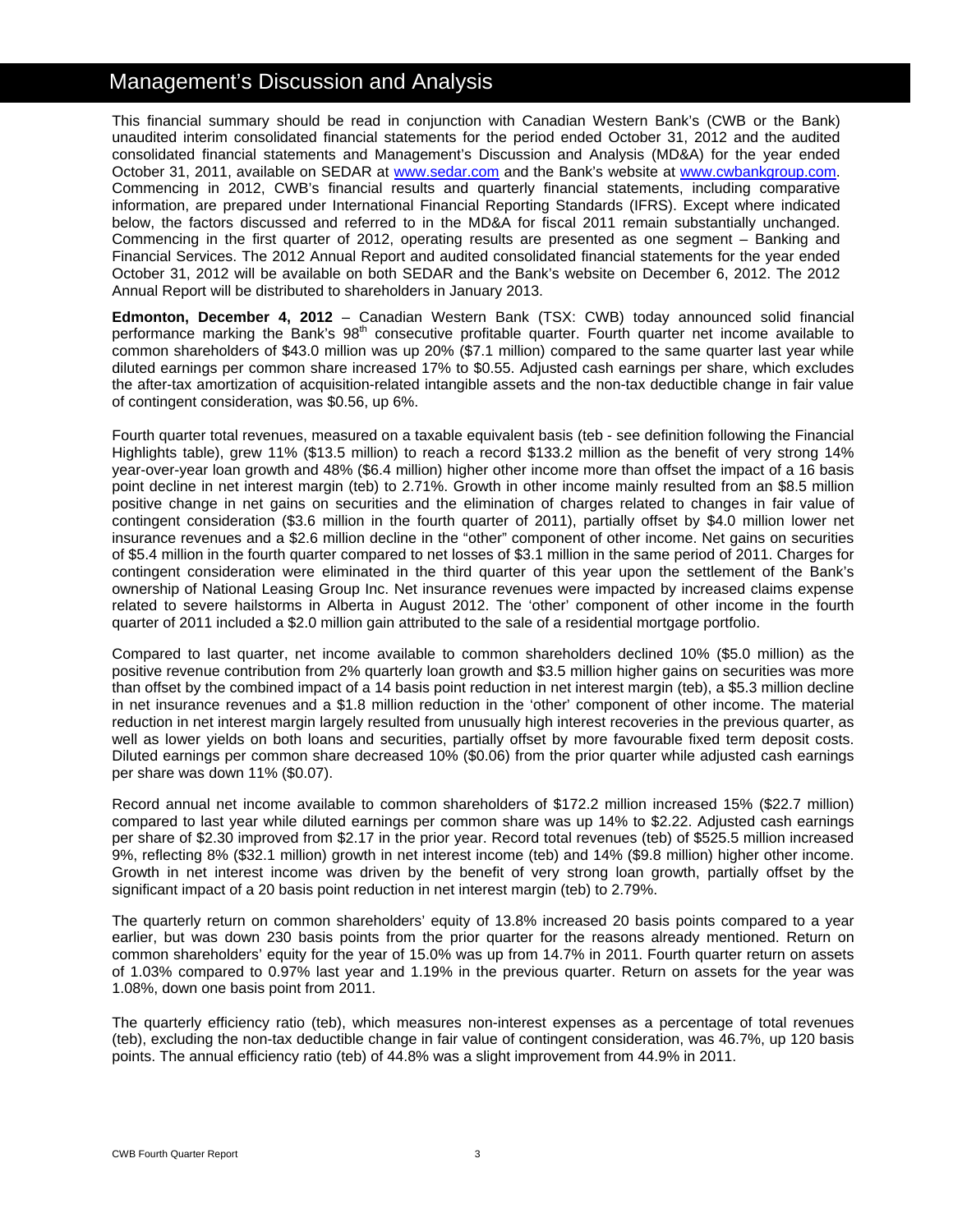# Management's Discussion and Analysis

This financial summary should be read in conjunction with Canadian Western Bank's (CWB or the Bank) unaudited interim consolidated financial statements for the period ended October 31, 2012 and the audited consolidated financial statements and Management's Discussion and Analysis (MD&A) for the year ended October 31, 2011, available on SEDAR at www.sedar.com and the Bank's website at www.cwbankgroup.com. Commencing in 2012, CWB's financial results and quarterly financial statements, including comparative information, are prepared under International Financial Reporting Standards (IFRS). Except where indicated below, the factors discussed and referred to in the MD&A for fiscal 2011 remain substantially unchanged. Commencing in the first quarter of 2012, operating results are presented as one segment – Banking and Financial Services. The 2012 Annual Report and audited consolidated financial statements for the year ended October 31, 2012 will be available on both SEDAR and the Bank's website on December 6, 2012. The 2012 Annual Report will be distributed to shareholders in January 2013.

**Edmonton, December 4, 2012** – Canadian Western Bank (TSX: CWB) today announced solid financial performance marking the Bank's 98th consecutive profitable quarter. Fourth quarter net income available to common shareholders of $43.0 million was up 20% ($7.1 million) compared to the same quarter last year while diluted earnings per common share increased 17% to $0.55. Adjusted cash earnings per share, which excludes the after-tax amortization of acquisition-related intangible assets and the non-tax deductible change in fair value of contingent consideration, was $0.56, up 6%.

Fourth quarter total revenues, measured on a taxable equivalent basis (teb - see definition following the Financial Highlights table), grew 11% ($13.5 million) to reach a record $133.2 million as the benefit of very strong 14% year-over-year loan growth and 48% ($6.4 million) higher other income more than offset the impact of a 16 basis point decline in net interest margin (teb) to 2.71%. Growth in other income mainly resulted from an $8.5 million positive change in net gains on securities and the elimination of charges related to changes in fair value of contingent consideration ($3.6 million in the fourth quarter of 2011), partially offset by $4.0 million lower net insurance revenues and a $2.6 million decline in the "other" component of other income. Net gains on securities of $5.4 million in the fourth quarter compared to net losses of $3.1 million in the same period of 2011. Charges for contingent consideration were eliminated in the third quarter of this year upon the settlement of the Bank's ownership of National Leasing Group Inc. Net insurance revenues were impacted by increased claims expense related to severe hailstorms in Alberta in August 2012. The 'other' component of other income in the fourth quarter of 2011 included a $2.0 million gain attributed to the sale of a residential mortgage portfolio.

Compared to last quarter, net income available to common shareholders declined 10% ($5.0 million) as the positive revenue contribution from 2% quarterly loan growth and $3.5 million higher gains on securities was more than offset by the combined impact of a 14 basis point reduction in net interest margin (teb), a $5.3 million decline in net insurance revenues and a $1.8 million reduction in the 'other' component of other income. The material reduction in net interest margin largely resulted from unusually high interest recoveries in the previous quarter, as well as lower yields on both loans and securities, partially offset by more favourable fixed term deposit costs. Diluted earnings per common share decreased 10% ($0.06) from the prior quarter while adjusted cash earnings per share was down 11% ($0.07).

Record annual net income available to common shareholders of $172.2 million increased 15% ($22.7 million) compared to last year while diluted earnings per common share was up 14% to $2.22. Adjusted cash earnings per share of $2.30 improved from $2.17 in the prior year. Record total revenues (teb) of $525.5 million increased 9%, reflecting 8% ($32.1 million) growth in net interest income (teb) and 14% ($9.8 million) higher other income. Growth in net interest income was driven by the benefit of very strong loan growth, partially offset by the significant impact of a 20 basis point reduction in net interest margin (teb) to 2.79%.

The quarterly return on common shareholders' equity of 13.8% increased 20 basis points compared to a year earlier, but was down 230 basis points from the prior quarter for the reasons already mentioned. Return on common shareholders' equity for the year of 15.0% was up from 14.7% in 2011. Fourth quarter return on assets of 1.03% compared to 0.97% last year and 1.19% in the previous quarter. Return on assets for the year was 1.08%, down one basis point from 2011.

The quarterly efficiency ratio (teb), which measures non-interest expenses as a percentage of total revenues (teb), excluding the non-tax deductible change in fair value of contingent consideration, was 46.7%, up 120 basis points. The annual efficiency ratio (teb) of 44.8% was a slight improvement from 44.9% in 2011.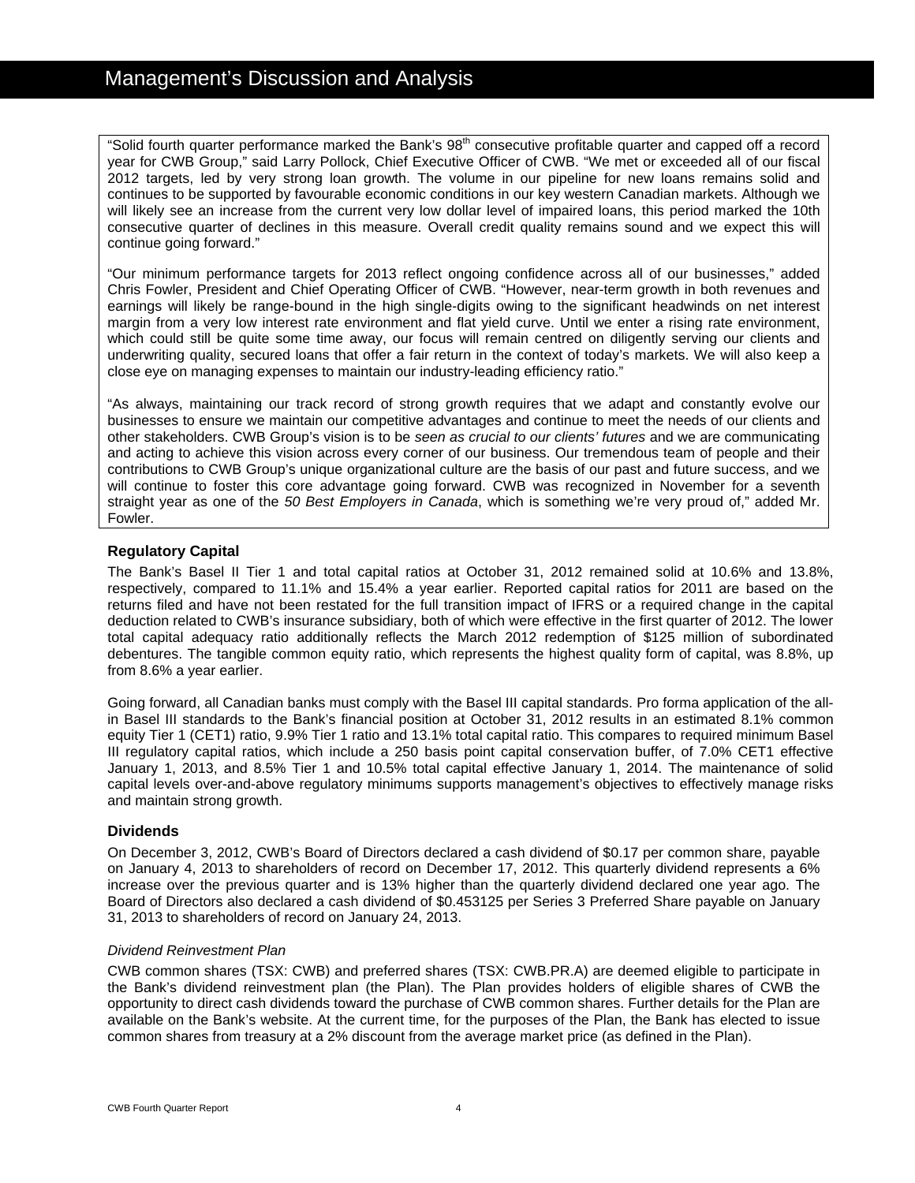# Management's Discussion and Analysis

"Solid fourth quarter performance marked the Bank's 98th consecutive profitable quarter and capped off a record year for CWB Group," said Larry Pollock, Chief Executive Officer of CWB. "We met or exceeded all of our fiscal 2012 targets, led by very strong loan growth. The volume in our pipeline for new loans remains solid and continues to be supported by favourable economic conditions in our key western Canadian markets. Although we will likely see an increase from the current very low dollar level of impaired loans, this period marked the 10th consecutive quarter of declines in this measure. Overall credit quality remains sound and we expect this will continue going forward."

"Our minimum performance targets for 2013 reflect ongoing confidence across all of our businesses," added Chris Fowler, President and Chief Operating Officer of CWB. "However, near-term growth in both revenues and earnings will likely be range-bound in the high single-digits owing to the significant headwinds on net interest margin from a very low interest rate environment and flat yield curve. Until we enter a rising rate environment, which could still be quite some time away, our focus will remain centred on diligently serving our clients and underwriting quality, secured loans that offer a fair return in the context of today's markets. We will also keep a close eye on managing expenses to maintain our industry-leading efficiency ratio."

"As always, maintaining our track record of strong growth requires that we adapt and constantly evolve our businesses to ensure we maintain our competitive advantages and continue to meet the needs of our clients and other stakeholders. CWB Group's vision is to be *seen as crucial to our clients' futures* and we are communicating and acting to achieve this vision across every corner of our business. Our tremendous team of people and their contributions to CWB Group's unique organizational culture are the basis of our past and future success, and we will continue to foster this core advantage going forward. CWB was recognized in November for a seventh straight year as one of the *50 Best Employers in Canada*, which is something we're very proud of," added Mr. Fowler.

## Regulatory Capital

The Bank's Basel II Tier 1 and total capital ratios at October 31, 2012 remained solid at 10.6% and 13.8%, respectively, compared to 11.1% and 15.4% a year earlier. Reported capital ratios for 2011 are based on the returns filed and have not been restated for the full transition impact of IFRS or a required change in the capital deduction related to CWB's insurance subsidiary, both of which were effective in the first quarter of 2012. The lower total capital adequacy ratio additionally reflects the March 2012 redemption of $125 million of subordinated debentures. The tangible common equity ratio, which represents the highest quality form of capital, was 8.8%, up from 8.6% a year earlier.

Going forward, all Canadian banks must comply with the Basel III capital standards. Pro forma application of the all-in Basel III standards to the Bank's financial position at October 31, 2012 results in an estimated 8.1% common equity Tier 1 (CET1) ratio, 9.9% Tier 1 ratio and 13.1% total capital ratio. This compares to required minimum Basel III regulatory capital ratios, which include a 250 basis point capital conservation buffer, of 7.0% CET1 effective January 1, 2013, and 8.5% Tier 1 and 10.5% total capital effective January 1, 2014. The maintenance of solid capital levels over-and-above regulatory minimums supports management's objectives to effectively manage risks and maintain strong growth.

## Dividends

On December 3, 2012, CWB's Board of Directors declared a cash dividend of $0.17 per common share, payable on January 4, 2013 to shareholders of record on December 17, 2012. This quarterly dividend represents a 6% increase over the previous quarter and is 13% higher than the quarterly dividend declared one year ago. The Board of Directors also declared a cash dividend of $0.453125 per Series 3 Preferred Share payable on January 31, 2013 to shareholders of record on January 24, 2013.

### *Dividend Reinvestment Plan*

CWB common shares (TSX: CWB) and preferred shares (TSX: CWB.PR.A) are deemed eligible to participate in the Bank's dividend reinvestment plan (the Plan). The Plan provides holders of eligible shares of CWB the opportunity to direct cash dividends toward the purchase of CWB common shares. Further details for the Plan are available on the Bank's website. At the current time, for the purposes of the Plan, the Bank has elected to issue common shares from treasury at a 2% discount from the average market price (as defined in the Plan).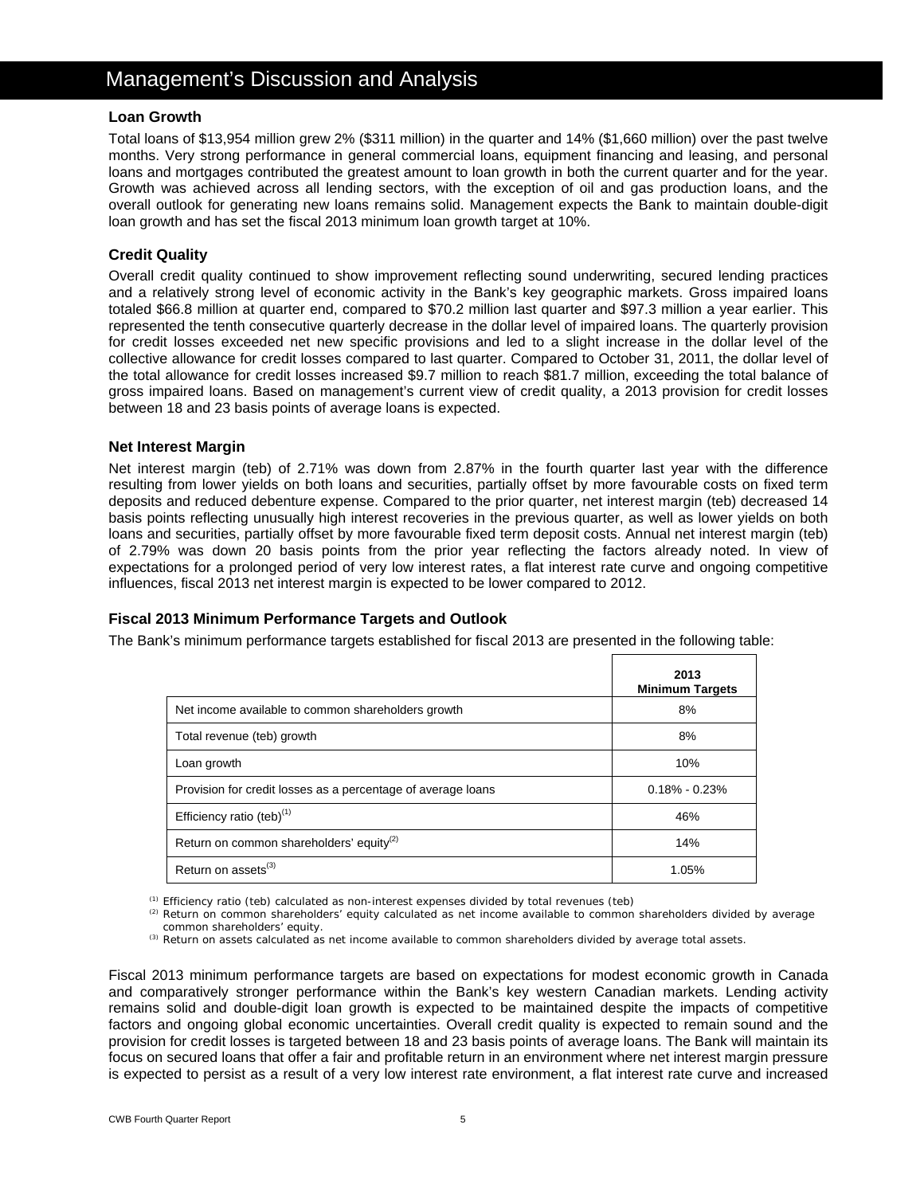# Management's Discussion and Analysis

### Loan Growth

Total loans of $13,954 million grew 2% ($311 million) in the quarter and 14% ($1,660 million) over the past twelve months. Very strong performance in general commercial loans, equipment financing and leasing, and personal loans and mortgages contributed the greatest amount to loan growth in both the current quarter and for the year. Growth was achieved across all lending sectors, with the exception of oil and gas production loans, and the overall outlook for generating new loans remains solid. Management expects the Bank to maintain double-digit loan growth and has set the fiscal 2013 minimum loan growth target at 10%.

### Credit Quality

Overall credit quality continued to show improvement reflecting sound underwriting, secured lending practices and a relatively strong level of economic activity in the Bank's key geographic markets. Gross impaired loans totaled $66.8 million at quarter end, compared to $70.2 million last quarter and $97.3 million a year earlier. This represented the tenth consecutive quarterly decrease in the dollar level of impaired loans. The quarterly provision for credit losses exceeded net new specific provisions and led to a slight increase in the dollar level of the collective allowance for credit losses compared to last quarter. Compared to October 31, 2011, the dollar level of the total allowance for credit losses increased $9.7 million to reach $81.7 million, exceeding the total balance of gross impaired loans. Based on management's current view of credit quality, a 2013 provision for credit losses between 18 and 23 basis points of average loans is expected.

### Net Interest Margin

Net interest margin (teb) of 2.71% was down from 2.87% in the fourth quarter last year with the difference resulting from lower yields on both loans and securities, partially offset by more favourable costs on fixed term deposits and reduced debenture expense. Compared to the prior quarter, net interest margin (teb) decreased 14 basis points reflecting unusually high interest recoveries in the previous quarter, as well as lower yields on both loans and securities, partially offset by more favourable fixed term deposit costs. Annual net interest margin (teb) of 2.79% was down 20 basis points from the prior year reflecting the factors already noted. In view of expectations for a prolonged period of very low interest rates, a flat interest rate curve and ongoing competitive influences, fiscal 2013 net interest margin is expected to be lower compared to 2012.

### Fiscal 2013 Minimum Performance Targets and Outlook

The Bank's minimum performance targets established for fiscal 2013 are presented in the following table:

| | 2013 Minimum Targets |
|---|---|
| Net income available to common shareholders growth | 8% |
| Total revenue (teb) growth | 8% |
| Loan growth | 10% |
| Provision for credit losses as a percentage of average loans | 0.18% - 0.23% |
| Efficiency ratio (teb)(1) | 46% |
| Return on common shareholders' equity(2) | 14% |
| Return on assets(3) | 1.05% |

(1) Efficiency ratio (teb) calculated as non-interest expenses divided by total revenues (teb)
(2) Return on common shareholders' equity calculated as net income available to common shareholders divided by average common shareholders' equity.
(3) Return on assets calculated as net income available to common shareholders divided by average total assets.

Fiscal 2013 minimum performance targets are based on expectations for modest economic growth in Canada and comparatively stronger performance within the Bank's key western Canadian markets. Lending activity remains solid and double-digit loan growth is expected to be maintained despite the impacts of competitive factors and ongoing global economic uncertainties. Overall credit quality is expected to remain sound and the provision for credit losses is targeted between 18 and 23 basis points of average loans. The Bank will maintain its focus on secured loans that offer a fair and profitable return in an environment where net interest margin pressure is expected to persist as a result of a very low interest rate environment, a flat interest rate curve and increased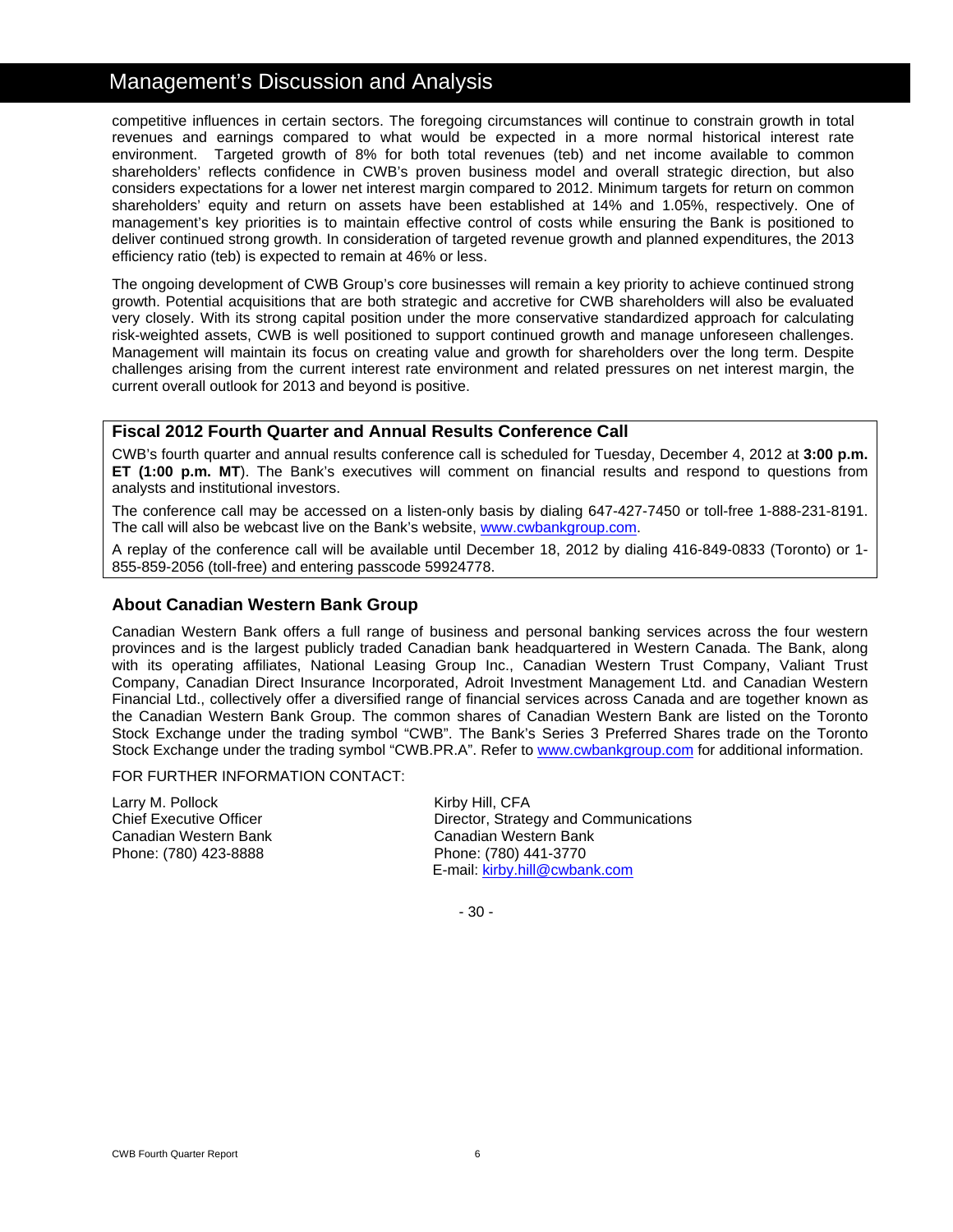competitive influences in certain sectors. The foregoing circumstances will continue to constrain growth in total revenues and earnings compared to what would be expected in a more normal historical interest rate environment. Targeted growth of 8% for both total revenues (teb) and net income available to common shareholders' reflects confidence in CWB's proven business model and overall strategic direction, but also considers expectations for a lower net interest margin compared to 2012. Minimum targets for return on common shareholders' equity and return on assets have been established at 14% and 1.05%, respectively. One of management's key priorities is to maintain effective control of costs while ensuring the Bank is positioned to deliver continued strong growth. In consideration of targeted revenue growth and planned expenditures, the 2013 efficiency ratio (teb) is expected to remain at 46% or less.

The ongoing development of CWB Group's core businesses will remain a key priority to achieve continued strong growth. Potential acquisitions that are both strategic and accretive for CWB shareholders will also be evaluated very closely. With its strong capital position under the more conservative standardized approach for calculating risk-weighted assets, CWB is well positioned to support continued growth and manage unforeseen challenges. Management will maintain its focus on creating value and growth for shareholders over the long term. Despite challenges arising from the current interest rate environment and related pressures on net interest margin, the current overall outlook for 2013 and beyond is positive.

### Fiscal 2012 Fourth Quarter and Annual Results Conference Call

CWB's fourth quarter and annual results conference call is scheduled for Tuesday, December 4, 2012 at **3:00 p.m. ET (1:00 p.m. MT**). The Bank's executives will comment on financial results and respond to questions from analysts and institutional investors.

The conference call may be accessed on a listen-only basis by dialing 647-427-7450 or toll-free 1-888-231-8191. The call will also be webcast live on the Bank's website, www.cwbankgroup.com.

A replay of the conference call will be available until December 18, 2012 by dialing 416-849-0833 (Toronto) or 1-855-859-2056 (toll-free) and entering passcode 59924778.

### About Canadian Western Bank Group

Canadian Western Bank offers a full range of business and personal banking services across the four western provinces and is the largest publicly traded Canadian bank headquartered in Western Canada. The Bank, along with its operating affiliates, National Leasing Group Inc., Canadian Western Trust Company, Valiant Trust Company, Canadian Direct Insurance Incorporated, Adroit Investment Management Ltd. and Canadian Western Financial Ltd., collectively offer a diversified range of financial services across Canada and are together known as the Canadian Western Bank Group. The common shares of Canadian Western Bank are listed on the Toronto Stock Exchange under the trading symbol "CWB". The Bank's Series 3 Preferred Shares trade on the Toronto Stock Exchange under the trading symbol "CWB.PR.A". Refer to www.cwbankgroup.com for additional information.

FOR FURTHER INFORMATION CONTACT:

Larry M. Pollock
Chief Executive Officer
Canadian Western Bank
Phone: (780) 423-8888

Kirby Hill, CFA
Director, Strategy and Communications
Canadian Western Bank
Phone: (780) 441-3770
E-mail: kirby.hill@cwbank.com

- 30 -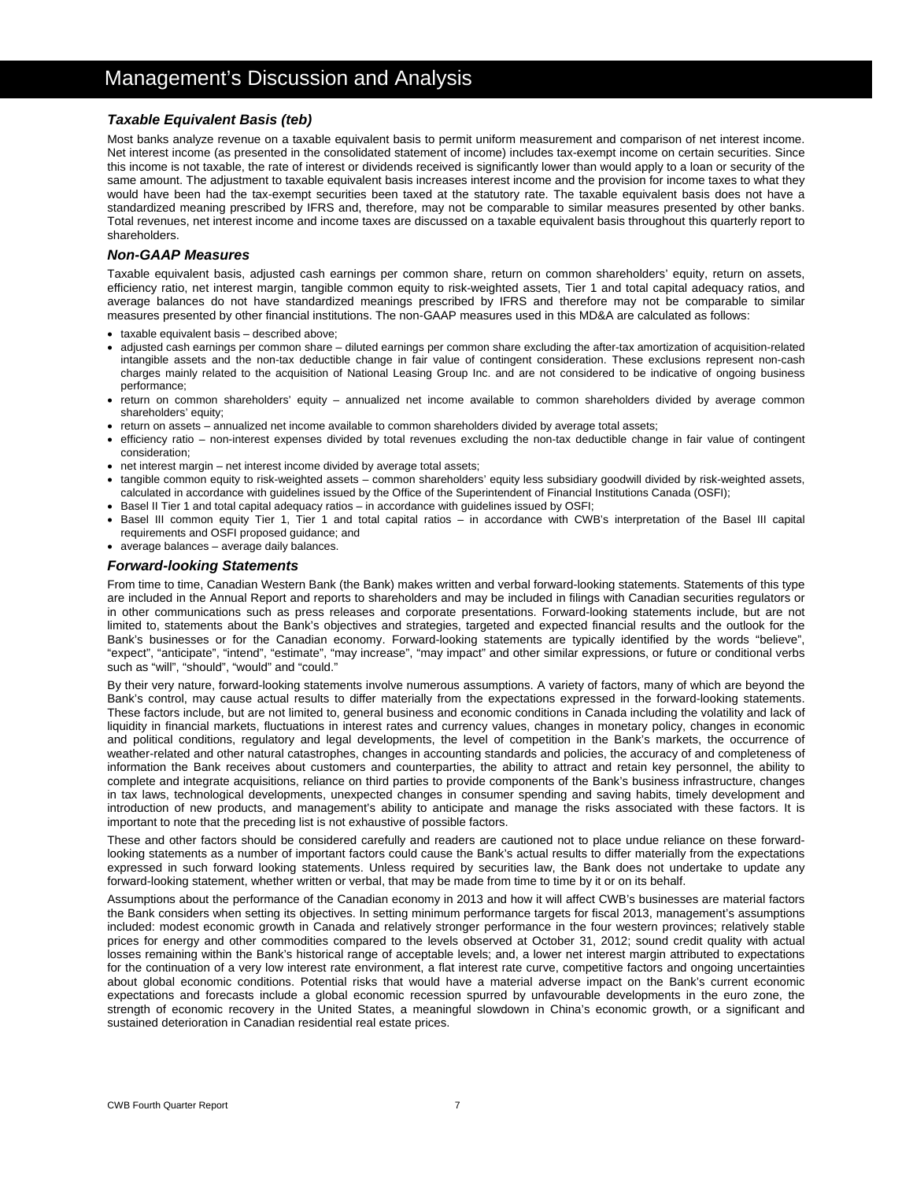# Management's Discussion and Analysis

### *Taxable Equivalent Basis (teb)*

Most banks analyze revenue on a taxable equivalent basis to permit uniform measurement and comparison of net interest income. Net interest income (as presented in the consolidated statement of income) includes tax-exempt income on certain securities. Since this income is not taxable, the rate of interest or dividends received is significantly lower than would apply to a loan or security of the same amount. The adjustment to taxable equivalent basis increases interest income and the provision for income taxes to what they would have been had the tax-exempt securities been taxed at the statutory rate. The taxable equivalent basis does not have a standardized meaning prescribed by IFRS and, therefore, may not be comparable to similar measures presented by other banks. Total revenues, net interest income and income taxes are discussed on a taxable equivalent basis throughout this quarterly report to shareholders.

### *Non-GAAP Measures*

Taxable equivalent basis, adjusted cash earnings per common share, return on common shareholders' equity, return on assets, efficiency ratio, net interest margin, tangible common equity to risk-weighted assets, Tier 1 and total capital adequacy ratios, and average balances do not have standardized meanings prescribed by IFRS and therefore may not be comparable to similar measures presented by other financial institutions. The non-GAAP measures used in this MD&A are calculated as follows:

- taxable equivalent basis – described above;
- adjusted cash earnings per common share – diluted earnings per common share excluding the after-tax amortization of acquisition-related intangible assets and the non-tax deductible change in fair value of contingent consideration. These exclusions represent non-cash charges mainly related to the acquisition of National Leasing Group Inc. and are not considered to be indicative of ongoing business performance;
- return on common shareholders' equity – annualized net income available to common shareholders divided by average common shareholders' equity;
- return on assets – annualized net income available to common shareholders divided by average total assets;
- efficiency ratio – non-interest expenses divided by total revenues excluding the non-tax deductible change in fair value of contingent consideration;
- net interest margin – net interest income divided by average total assets;
- tangible common equity to risk-weighted assets – common shareholders' equity less subsidiary goodwill divided by risk-weighted assets, calculated in accordance with guidelines issued by the Office of the Superintendent of Financial Institutions Canada (OSFI);
- Basel II Tier 1 and total capital adequacy ratios – in accordance with guidelines issued by OSFI;
- Basel III common equity Tier 1, Tier 1 and total capital ratios – in accordance with CWB's interpretation of the Basel III capital requirements and OSFI proposed guidance; and
- average balances – average daily balances.

### *Forward-looking Statements*

From time to time, Canadian Western Bank (the Bank) makes written and verbal forward-looking statements. Statements of this type are included in the Annual Report and reports to shareholders and may be included in filings with Canadian securities regulators or in other communications such as press releases and corporate presentations. Forward-looking statements include, but are not limited to, statements about the Bank's objectives and strategies, targeted and expected financial results and the outlook for the Bank's businesses or for the Canadian economy. Forward-looking statements are typically identified by the words "believe", "expect", "anticipate", "intend", "estimate", "may increase", "may impact" and other similar expressions, or future or conditional verbs such as "will", "should", "would" and "could."

By their very nature, forward-looking statements involve numerous assumptions. A variety of factors, many of which are beyond the Bank's control, may cause actual results to differ materially from the expectations expressed in the forward-looking statements. These factors include, but are not limited to, general business and economic conditions in Canada including the volatility and lack of liquidity in financial markets, fluctuations in interest rates and currency values, changes in monetary policy, changes in economic and political conditions, regulatory and legal developments, the level of competition in the Bank's markets, the occurrence of weather-related and other natural catastrophes, changes in accounting standards and policies, the accuracy of and completeness of information the Bank receives about customers and counterparties, the ability to attract and retain key personnel, the ability to complete and integrate acquisitions, reliance on third parties to provide components of the Bank's business infrastructure, changes in tax laws, technological developments, unexpected changes in consumer spending and saving habits, timely development and introduction of new products, and management's ability to anticipate and manage the risks associated with these factors. It is important to note that the preceding list is not exhaustive of possible factors.

These and other factors should be considered carefully and readers are cautioned not to place undue reliance on these forward-looking statements as a number of important factors could cause the Bank's actual results to differ materially from the expectations expressed in such forward looking statements. Unless required by securities law, the Bank does not undertake to update any forward-looking statement, whether written or verbal, that may be made from time to time by it or on its behalf.

Assumptions about the performance of the Canadian economy in 2013 and how it will affect CWB's businesses are material factors the Bank considers when setting its objectives. In setting minimum performance targets for fiscal 2013, management's assumptions included: modest economic growth in Canada and relatively stronger performance in the four western provinces; relatively stable prices for energy and other commodities compared to the levels observed at October 31, 2012; sound credit quality with actual losses remaining within the Bank's historical range of acceptable levels; and, a lower net interest margin attributed to expectations for the continuation of a very low interest rate environment, a flat interest rate curve, competitive factors and ongoing uncertainties about global economic conditions. Potential risks that would have a material adverse impact on the Bank's current economic expectations and forecasts include a global economic recession spurred by unfavourable developments in the euro zone, the strength of economic recovery in the United States, a meaningful slowdown in China's economic growth, or a significant and sustained deterioration in Canadian residential real estate prices.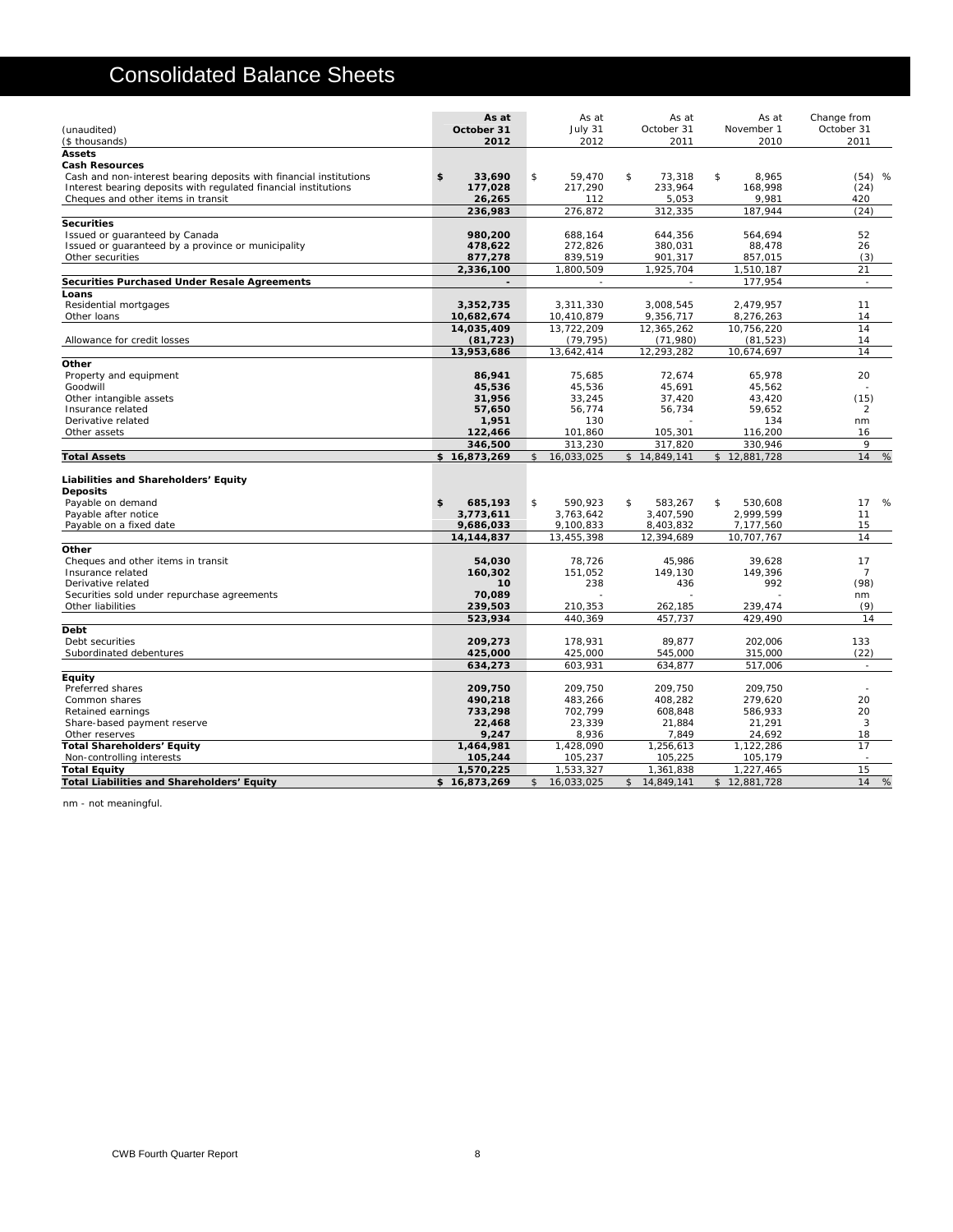# Consolidated Balance Sheets

| (unaudited)<br>($ thousands) | As at<br>October 31<br>2012 | As at<br>July 31<br>2012 | As at<br>October 31<br>2011 | As at<br>November 1<br>2010 | Change from<br>October 31<br>2011 |
|---|---|---|---|---|---|
| **Assets** | | | | | |
| **Cash Resources** | | | | | |
| Cash and non-interest bearing deposits with financial institutions | **$ 33,690** | $ 59,470 | $ 73,318 | $ 8,965 | (54) % |
| Interest bearing deposits with regulated financial institutions | **177,028** | 217,290 | 233,964 | 168,998 | (24) |
| Cheques and other items in transit | **26,265** | 112 | 5,053 | 9,981 | 420 |
| | **236,983** | 276,872 | 312,335 | 187,944 | (24) |
| **Securities** | | | | | |
| Issued or guaranteed by Canada | **980,200** | 688,164 | 644,356 | 564,694 | 52 |
| Issued or guaranteed by a province or municipality | **478,622** | 272,826 | 380,031 | 88,478 | 26 |
| Other securities | **877,278** | 839,519 | 901,317 | 857,015 | (3) |
| | **2,336,100** | 1,800,509 | 1,925,704 | 1,510,187 | 21 |
| **Securities Purchased Under Resale Agreements** | **-** | - | - | 177,954 | - |
| **Loans** | | | | | |
| Residential mortgages | **3,352,735** | 3,311,330 | 3,008,545 | 2,479,957 | 11 |
| Other loans | **10,682,674** | 10,410,879 | 9,356,717 | 8,276,263 | 14 |
| | **14,035,409** | 13,722,209 | 12,365,262 | 10,756,220 | 14 |
| Allowance for credit losses | **(81,723)** | (79,795) | (71,980) | (81,523) | 14 |
| | **13,953,686** | 13,642,414 | 12,293,282 | 10,674,697 | 14 |
| **Other** | | | | | |
| Property and equipment | **86,941** | 75,685 | 72,674 | 65,978 | 20 |
| Goodwill | **45,536** | 45,536 | 45,691 | 45,562 | - |
| Other intangible assets | **31,956** | 33,245 | 37,420 | 43,420 | (15) |
| Insurance related | **57,650** | 56,774 | 56,734 | 59,652 | 2 |
| Derivative related | **1,951** | 130 | - | 134 | nm |
| Other assets | **122,466** | 101,860 | 105,301 | 116,200 | 16 |
| | **346,500** | 313,230 | 317,820 | 330,946 | 9 |
| **Total Assets** | **$ 16,873,269** | $ 16,033,025 | $ 14,849,141 | $ 12,881,728 | 14 % |
| **Liabilities and Shareholders' Equity** | | | | | |
| **Deposits** | | | | | |
| Payable on demand | **$ 685,193** | $ 590,923 | $ 583,267 | $ 530,608 | 17 % |
| Payable after notice | **3,773,611** | 3,763,642 | 3,407,590 | 2,999,599 | 11 |
| Payable on a fixed date | **9,686,033** | 9,100,833 | 8,403,832 | 7,177,560 | 15 |
| | **14,144,837** | 13,455,398 | 12,394,689 | 10,707,767 | 14 |
| **Other** | | | | | |
| Cheques and other items in transit | **54,030** | 78,726 | 45,986 | 39,628 | 17 |
| Insurance related | **160,302** | 151,052 | 149,130 | 149,396 | 7 |
| Derivative related | **10** | 238 | 436 | 992 | (98) |
| Securities sold under repurchase agreements | **70,089** | - | - | - | nm |
| Other liabilities | **239,503** | 210,353 | 262,185 | 239,474 | (9) |
| | **523,934** | 440,369 | 457,737 | 429,490 | 14 |
| **Debt** | | | | | |
| Debt securities | **209,273** | 178,931 | 89,877 | 202,006 | 133 |
| Subordinated debentures | **425,000** | 425,000 | 545,000 | 315,000 | (22) |
| | **634,273** | 603,931 | 634,877 | 517,006 | - |
| **Equity** | | | | | |
| Preferred shares | **209,750** | 209,750 | 209,750 | 209,750 | - |
| Common shares | **490,218** | 483,266 | 408,282 | 279,620 | 20 |
| Retained earnings | **733,298** | 702,799 | 608,848 | 586,933 | 20 |
| Share-based payment reserve | **22,468** | 23,339 | 21,884 | 21,291 | 3 |
| Other reserves | **9,247** | 8,936 | 7,849 | 24,692 | 18 |
| **Total Shareholders' Equity** | **1,464,981** | 1,428,090 | 1,256,613 | 1,122,286 | 17 |
| Non-controlling interests | **105,244** | 105,237 | 105,225 | 105,179 | - |
| **Total Equity** | **1,570,225** | 1,533,327 | 1,361,838 | 1,227,465 | 15 |
| **Total Liabilities and Shareholders' Equity** | **$ 16,873,269** | $ 16,033,025 | $ 14,849,141 | $ 12,881,728 | 14 % |

nm - not meaningful.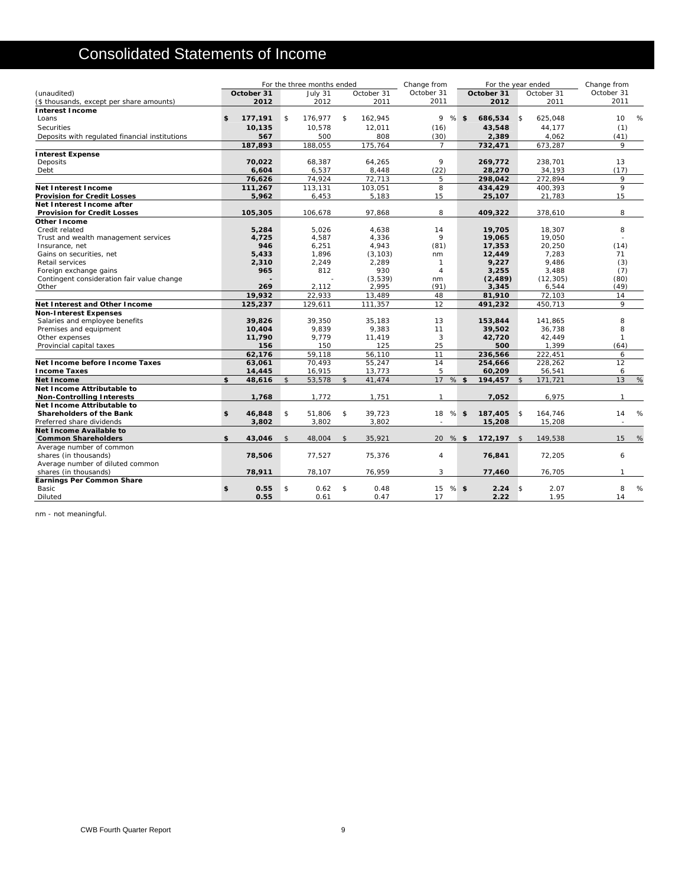# Consolidated Statements of Income

| (unaudited) ($ thousands, except per share amounts) | For the three months ended October 31 2012 | July 31 2012 | October 31 2011 | Change from October 31 2011 | For the year ended October 31 2012 | October 31 2011 | Change from October 31 2011 |
|---|---|---|---|---|---|---|---|
| **Interest Income** | | | | | | | |
| Loans | **$ 177,191** | $ 176,977 | $ 162,945 | 9 % | **$ 686,534** | $ 625,048 | 10 % |
| Securities | **10,135** | 10,578 | 12,011 | (16) | **43,548** | 44,177 | (1) |
| Deposits with regulated financial institutions | **567** | 500 | 808 | (30) | **2,389** | 4,062 | (41) |
| | **187,893** | 188,055 | 175,764 | 7 | **732,471** | 673,287 | 9 |
| **Interest Expense** | | | | | | | |
| Deposits | **70,022** | 68,387 | 64,265 | 9 | **269,772** | 238,701 | 13 |
| Debt | **6,604** | 6,537 | 8,448 | (22) | **28,270** | 34,193 | (17) |
| | **76,626** | 74,924 | 72,713 | 5 | **298,042** | 272,894 | 9 |
| **Net Interest Income** | **111,267** | 113,131 | 103,051 | 8 | **434,429** | 400,393 | 9 |
| **Provision for Credit Losses** | **5,962** | 6,453 | 5,183 | 15 | **25,107** | 21,783 | 15 |
| **Net Interest Income after Provision for Credit Losses** | **105,305** | 106,678 | 97,868 | 8 | **409,322** | 378,610 | 8 |
| **Other Income** | | | | | | | |
| Credit related | **5,284** | 5,026 | 4,638 | 14 | **19,705** | 18,307 | 8 |
| Trust and wealth management services | **4,725** | 4,587 | 4,336 | 9 | **19,065** | 19,050 | - |
| Insurance, net | **946** | 6,251 | 4,943 | (81) | **17,353** | 20,250 | (14) |
| Gains on securities, net | **5,433** | 1,896 | (3,103) | nm | **12,449** | 7,283 | 71 |
| Retail services | **2,310** | 2,249 | 2,289 | 1 | **9,227** | 9,486 | (3) |
| Foreign exchange gains | **965** | 812 | 930 | 4 | **3,255** | 3,488 | (7) |
| Contingent consideration fair value change | **-** | - | (3,539) | nm | **(2,489)** | (12,305) | (80) |
| Other | **269** | 2,112 | 2,995 | (91) | **3,345** | 6,544 | (49) |
| | **19,932** | 22,933 | 13,489 | 48 | **81,910** | 72,103 | 14 |
| **Net Interest and Other Income** | **125,237** | 129,611 | 111,357 | 12 | **491,232** | 450,713 | 9 |
| **Non-Interest Expenses** | | | | | | | |
| Salaries and employee benefits | **39,826** | 39,350 | 35,183 | 13 | **153,844** | 141,865 | 8 |
| Premises and equipment | **10,404** | 9,839 | 9,383 | 11 | **39,502** | 36,738 | 8 |
| Other expenses | **11,790** | 9,779 | 11,419 | 3 | **42,720** | 42,449 | 1 |
| Provincial capital taxes | **156** | 150 | 125 | 25 | **500** | 1,399 | (64) |
| | **62,176** | 59,118 | 56,110 | 11 | **236,566** | 222,451 | 6 |
| **Net Income before Income Taxes** | **63,061** | 70,493 | 55,247 | 14 | **254,666** | 228,262 | 12 |
| **Income Taxes** | **14,445** | 16,915 | 13,773 | 5 | **60,209** | 56,541 | 6 |
| **Net Income** | **$ 48,616** | $ 53,578 | $ 41,474 | 17 % | **$ 194,457** | $ 171,721 | 13 % |
| **Net Income Attributable to Non-Controlling Interests** | **1,768** | 1,772 | 1,751 | 1 | **7,052** | 6,975 | 1 |
| **Net Income Attributable to Shareholders of the Bank** | **$ 46,848** | $ 51,806 | $ 39,723 | 18 % | **$ 187,405** | $ 164,746 | 14 % |
| Preferred share dividends | **3,802** | 3,802 | 3,802 | - | **15,208** | 15,208 | - |
| **Net Income Available to Common Shareholders** | **$ 43,046** | $ 48,004 | $ 35,921 | 20 % | **$ 172,197** | $ 149,538 | 15 % |
| Average number of common shares (in thousands) | **78,506** | 77,527 | 75,376 | 4 | **76,841** | 72,205 | 6 |
| Average number of diluted common shares (in thousands) | **78,911** | 78,107 | 76,959 | 3 | **77,460** | 76,705 | 1 |
| **Earnings Per Common Share** | | | | | | | |
| Basic | **$ 0.55** | $ 0.62 | $ 0.48 | 15 % | **$ 2.24** | $ 2.07 | 8 % |
| Diluted | **0.55** | 0.61 | 0.47 | 17 | **2.22** | 1.95 | 14 |

nm - not meaningful.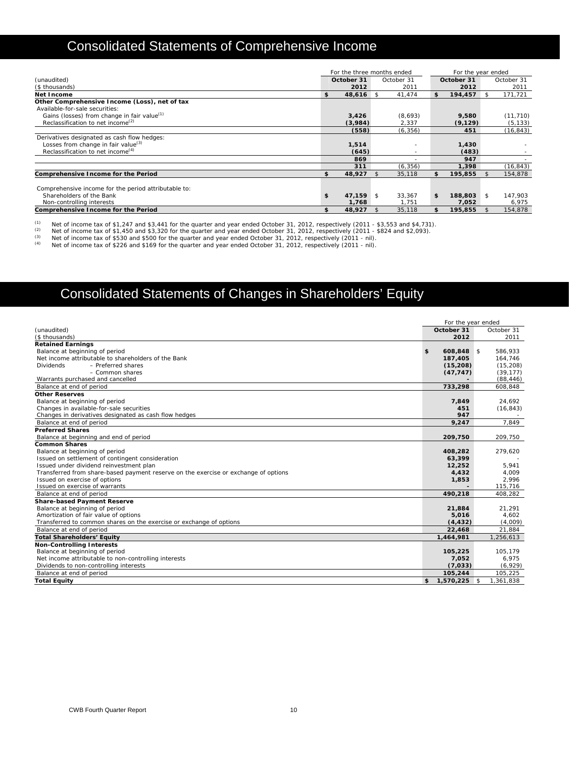# Consolidated Statements of Comprehensive Income

| (unaudited)<br>($ thousands) | For the three months ended October 31 2012 | October 31 2011 | For the year ended October 31 2012 | October 31 2011 |
|---|---|---|---|---|
| **Net Income** | **$ 48,616** | $ 41,474 | **$ 194,457** | $ 171,721 |
| **Other Comprehensive Income (Loss), net of tax** | | | | |
| Available-for-sale securities: | | | | |
| Gains (losses) from change in fair value[(1)] | **3,426** | (8,693) | **9,580** | (11,710) |
| Reclassification to net income[(2)] | **(3,984)** | 2,337 | **(9,129)** | (5,133) |
| | **(558)** | (6,356) | **451** | (16,843) |
| Derivatives designated as cash flow hedges: | | | | |
| Losses from change in fair value[(3)] | **1,514** | - | **1,430** | - |
| Reclassification to net income[(4)] | **(645)** | - | **(483)** | - |
| | **869** | - | **947** | - |
| | **311** | (6,356) | **1,398** | (16,843) |
| **Comprehensive Income for the Period** | **$ 48,927** | $ 35,118 | **$ 195,855** | $ 154,878 |
| Comprehensive income for the period attributable to: | | | | |
| Shareholders of the Bank | **$ 47,159** | $ 33,367 | **$ 188,803** | $ 147,903 |
| Non-controlling interests | **1,768** | 1,751 | **7,052** | 6,975 |
| **Comprehensive Income for the Period** | **$ 48,927** | $ 35,118 | **$ 195,855** | $ 154,878 |

(1) Net of income tax of $1,247 and $3,441 for the quarter and year ended October 31, 2012, respectively (2011 - $3,553 and $4,731).
(2) Net of income tax of $1,450 and $3,320 for the quarter and year ended October 31, 2012, respectively (2011 - $824 and $2,093).
(3) Net of income tax of $530 and $500 for the quarter and year ended October 31, 2012, respectively (2011 - nil).
(4) Net of income tax of $226 and $169 for the quarter and year ended October 31, 2012, respectively (2011 - nil).

# Consolidated Statements of Changes in Shareholders' Equity

| (unaudited)<br>($ thousands) | For the year ended October 31 2012 | October 31 2011 |
|---|---|---|
| **Retained Earnings** | | |
| Balance at beginning of period | **$ 608,848** | $ 586,933 |
| Net income attributable to shareholders of the Bank | **187,405** | 164,746 |
| Dividends – Preferred shares | **(15,208)** | (15,208) |
| – Common shares | **(47,747)** | (39,177) |
| Warrants purchased and cancelled | **-** | (88,446) |
| Balance at end of period | **733,298** | 608,848 |
| **Other Reserves** | | |
| Balance at beginning of period | **7,849** | 24,692 |
| Changes in available-for-sale securities | **451** | (16,843) |
| Changes in derivatives designated as cash flow hedges | **947** | - |
| Balance at end of period | **9,247** | 7,849 |
| **Preferred Shares** | | |
| Balance at beginning and end of period | **209,750** | 209,750 |
| **Common Shares** | | |
| Balance at beginning of period | **408,282** | 279,620 |
| Issued on settlement of contingent consideration | **63,399** | - |
| Issued under dividend reinvestment plan | **12,252** | 5,941 |
| Transferred from share-based payment reserve on the exercise or exchange of options | **4,432** | 4,009 |
| Issued on exercise of options | **1,853** | 2,996 |
| Issued on exercise of warrants | **-** | 115,716 |
| Balance at end of period | **490,218** | 408,282 |
| **Share-based Payment Reserve** | | |
| Balance at beginning of period | **21,884** | 21,291 |
| Amortization of fair value of options | **5,016** | 4,602 |
| Transferred to common shares on the exercise or exchange of options | **(4,432)** | (4,009) |
| Balance at end of period | **22,468** | 21,884 |
| **Total Shareholders' Equity** | **1,464,981** | 1,256,613 |
| **Non-Controlling Interests** | | |
| Balance at beginning of period | **105,225** | 105,179 |
| Net income attributable to non-controlling interests | **7,052** | 6,975 |
| Dividends to non-controlling interests | **(7,033)** | (6,929) |
| Balance at end of period | **105,244** | 105,225 |
| **Total Equity** | **$ 1,570,225** | $ 1,361,838 |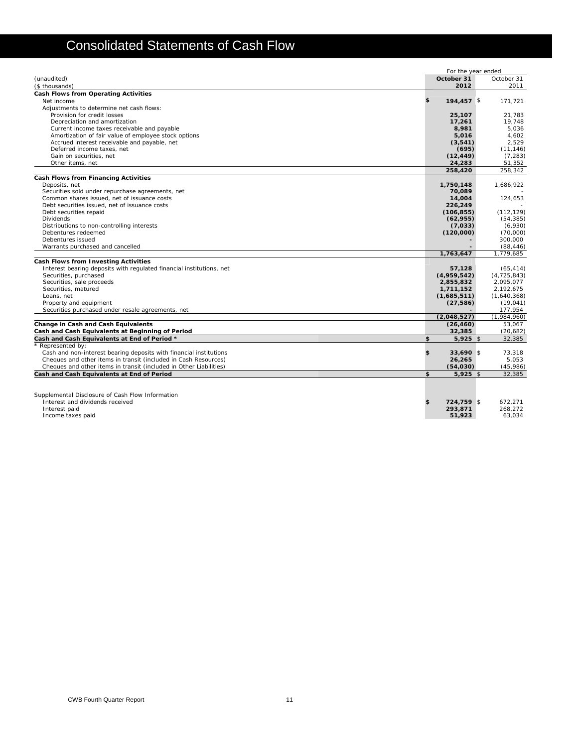# Consolidated Statements of Cash Flow

| (unaudited) ($ thousands) | For the year ended October 31 2012 | October 31 2011 |
|---|---|---|
| **Cash Flows from Operating Activities** | | |
| Net income | $ 194,457 | $ 171,721 |
| Adjustments to determine net cash flows: | | |
| Provision for credit losses | 25,107 | 21,783 |
| Depreciation and amortization | 17,261 | 19,748 |
| Current income taxes receivable and payable | 8,981 | 5,036 |
| Amortization of fair value of employee stock options | 5,016 | 4,602 |
| Accrued interest receivable and payable, net | (3,541) | 2,529 |
| Deferred income taxes, net | (695) | (11,146) |
| Gain on securities, net | (12,449) | (7,283) |
| Other items, net | 24,283 | 51,352 |
| | 258,420 | 258,342 |
| **Cash Flows from Financing Activities** | | |
| Deposits, net | 1,750,148 | 1,686,922 |
| Securities sold under repurchase agreements, net | 70,089 | - |
| Common shares issued, net of issuance costs | 14,004 | 124,653 |
| Debt securities issued, net of issuance costs | 226,249 | - |
| Debt securities repaid | (106,855) | (112,129) |
| Dividends | (62,955) | (54,385) |
| Distributions to non-controlling interests | (7,033) | (6,930) |
| Debentures redeemed | (120,000) | (70,000) |
| Debentures issued | - | 300,000 |
| Warrants purchased and cancelled | - | (88,446) |
| | 1,763,647 | 1,779,685 |
| **Cash Flows from Investing Activities** | | |
| Interest bearing deposits with regulated financial institutions, net | 57,128 | (65,414) |
| Securities, purchased | (4,959,542) | (4,725,843) |
| Securities, sale proceeds | 2,855,832 | 2,095,077 |
| Securities, matured | 1,711,152 | 2,192,675 |
| Loans, net | (1,685,511) | (1,640,368) |
| Property and equipment | (27,586) | (19,041) |
| Securities purchased under resale agreements, net | - | 177,954 |
| | (2,048,527) | (1,984,960) |
| **Change in Cash and Cash Equivalents** | (26,460) | 53,067 |
| **Cash and Cash Equivalents at Beginning of Period** | 32,385 | (20,682) |
| **Cash and Cash Equivalents at End of Period *** | $ 5,925 | $ 32,385 |
| * Represented by: | | |
| Cash and non-interest bearing deposits with financial institutions | $ 33,690 | $ 73,318 |
| Cheques and other items in transit (included in Cash Resources) | 26,265 | 5,053 |
| Cheques and other items in transit (included in Other Liabilities) | (54,030) | (45,986) |
| **Cash and Cash Equivalents at End of Period** | $ 5,925 | $ 32,385 |
| | | |
| Supplemental Disclosure of Cash Flow Information | | |
| Interest and dividends received | $ 724,759 | $ 672,271 |
| Interest paid | 293,871 | 268,272 |
| Income taxes paid | 51,923 | 63,034 |